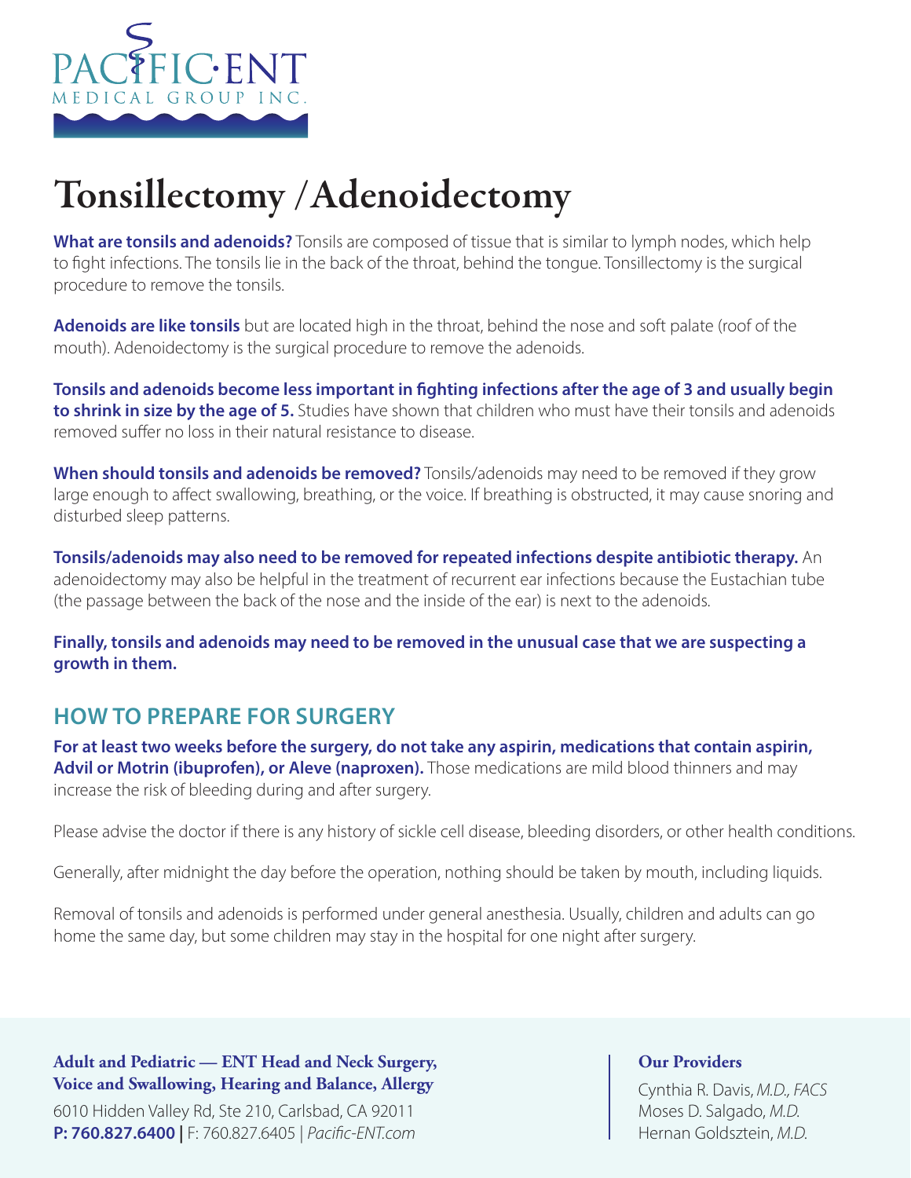PACIFIC·ENT
MEDICAL GROUP INC.

# Tonsillectomy /Adenoidectomy

**What are tonsils and adenoids?** Tonsils are composed of tissue that is similar to lymph nodes, which help to fight infections. The tonsils lie in the back of the throat, behind the tongue. Tonsillectomy is the surgical procedure to remove the tonsils.

**Adenoids are like tonsils** but are located high in the throat, behind the nose and soft palate (roof of the mouth). Adenoidectomy is the surgical procedure to remove the adenoids.

**Tonsils and adenoids become less important in fighting infections after the age of 3 and usually begin to shrink in size by the age of 5.** Studies have shown that children who must have their tonsils and adenoids removed suffer no loss in their natural resistance to disease.

**When should tonsils and adenoids be removed?** Tonsils/adenoids may need to be removed if they grow large enough to affect swallowing, breathing, or the voice. If breathing is obstructed, it may cause snoring and disturbed sleep patterns.

**Tonsils/adenoids may also need to be removed for repeated infections despite antibiotic therapy.** An adenoidectomy may also be helpful in the treatment of recurrent ear infections because the Eustachian tube (the passage between the back of the nose and the inside of the ear) is next to the adenoids.

**Finally, tonsils and adenoids may need to be removed in the unusual case that we are suspecting a growth in them.**

## HOW TO PREPARE FOR SURGERY

**For at least two weeks before the surgery, do not take any aspirin, medications that contain aspirin, Advil or Motrin (ibuprofen), or Aleve (naproxen).** Those medications are mild blood thinners and may increase the risk of bleeding during and after surgery.

Please advise the doctor if there is any history of sickle cell disease, bleeding disorders, or other health conditions.

Generally, after midnight the day before the operation, nothing should be taken by mouth, including liquids.

Removal of tonsils and adenoids is performed under general anesthesia. Usually, children and adults can go home the same day, but some children may stay in the hospital for one night after surgery.

**Adult and Pediatric — ENT Head and Neck Surgery, Voice and Swallowing, Hearing and Balance, Allergy**

6010 Hidden Valley Rd, Ste 210, Carlsbad, CA 92011
**P: 760.827.6400 |** F: 760.827.6405 | *Pacific-ENT.com*

**Our Providers**

Cynthia R. Davis, *M.D., FACS*
Moses D. Salgado, *M.D.*
Hernan Goldsztein, *M.D.*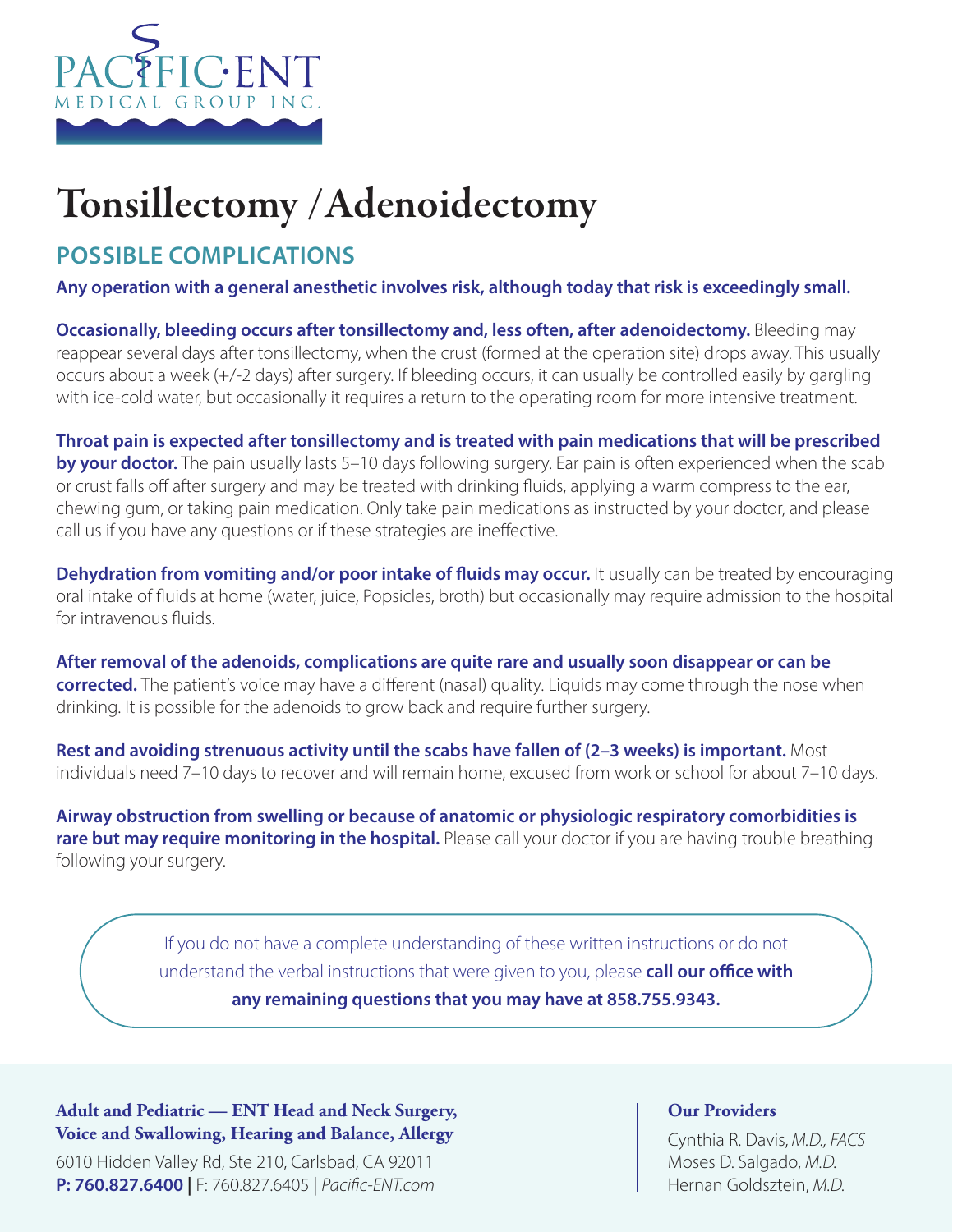PACIFIC·ENT
MEDICAL GROUP INC.

# Tonsillectomy /Adenoidectomy

## POSSIBLE COMPLICATIONS

**Any operation with a general anesthetic involves risk, although today that risk is exceedingly small.**

**Occasionally, bleeding occurs after tonsillectomy and, less often, after adenoidectomy.** Bleeding may reappear several days after tonsillectomy, when the crust (formed at the operation site) drops away. This usually occurs about a week (+/-2 days) after surgery. If bleeding occurs, it can usually be controlled easily by gargling with ice-cold water, but occasionally it requires a return to the operating room for more intensive treatment.

**Throat pain is expected after tonsillectomy and is treated with pain medications that will be prescribed by your doctor.** The pain usually lasts 5–10 days following surgery. Ear pain is often experienced when the scab or crust falls off after surgery and may be treated with drinking fluids, applying a warm compress to the ear, chewing gum, or taking pain medication. Only take pain medications as instructed by your doctor, and please call us if you have any questions or if these strategies are ineffective.

**Dehydration from vomiting and/or poor intake of fluids may occur.** It usually can be treated by encouraging oral intake of fluids at home (water, juice, Popsicles, broth) but occasionally may require admission to the hospital for intravenous fluids.

**After removal of the adenoids, complications are quite rare and usually soon disappear or can be corrected.** The patient's voice may have a different (nasal) quality. Liquids may come through the nose when drinking. It is possible for the adenoids to grow back and require further surgery.

**Rest and avoiding strenuous activity until the scabs have fallen of (2–3 weeks) is important.** Most individuals need 7–10 days to recover and will remain home, excused from work or school for about 7–10 days.

**Airway obstruction from swelling or because of anatomic or physiologic respiratory comorbidities is rare but may require monitoring in the hospital.** Please call your doctor if you are having trouble breathing following your surgery.

If you do not have a complete understanding of these written instructions or do not understand the verbal instructions that were given to you, please **call our office with any remaining questions that you may have at 858.755.9343.**

**Adult and Pediatric — ENT Head and Neck Surgery, Voice and Swallowing, Hearing and Balance, Allergy**

6010 Hidden Valley Rd, Ste 210, Carlsbad, CA 92011
**P: 760.827.6400 |** F: 760.827.6405 | *Pacific-ENT.com*

**Our Providers**

Cynthia R. Davis, *M.D., FACS*
Moses D. Salgado, *M.D.*
Hernan Goldsztein, *M.D.*